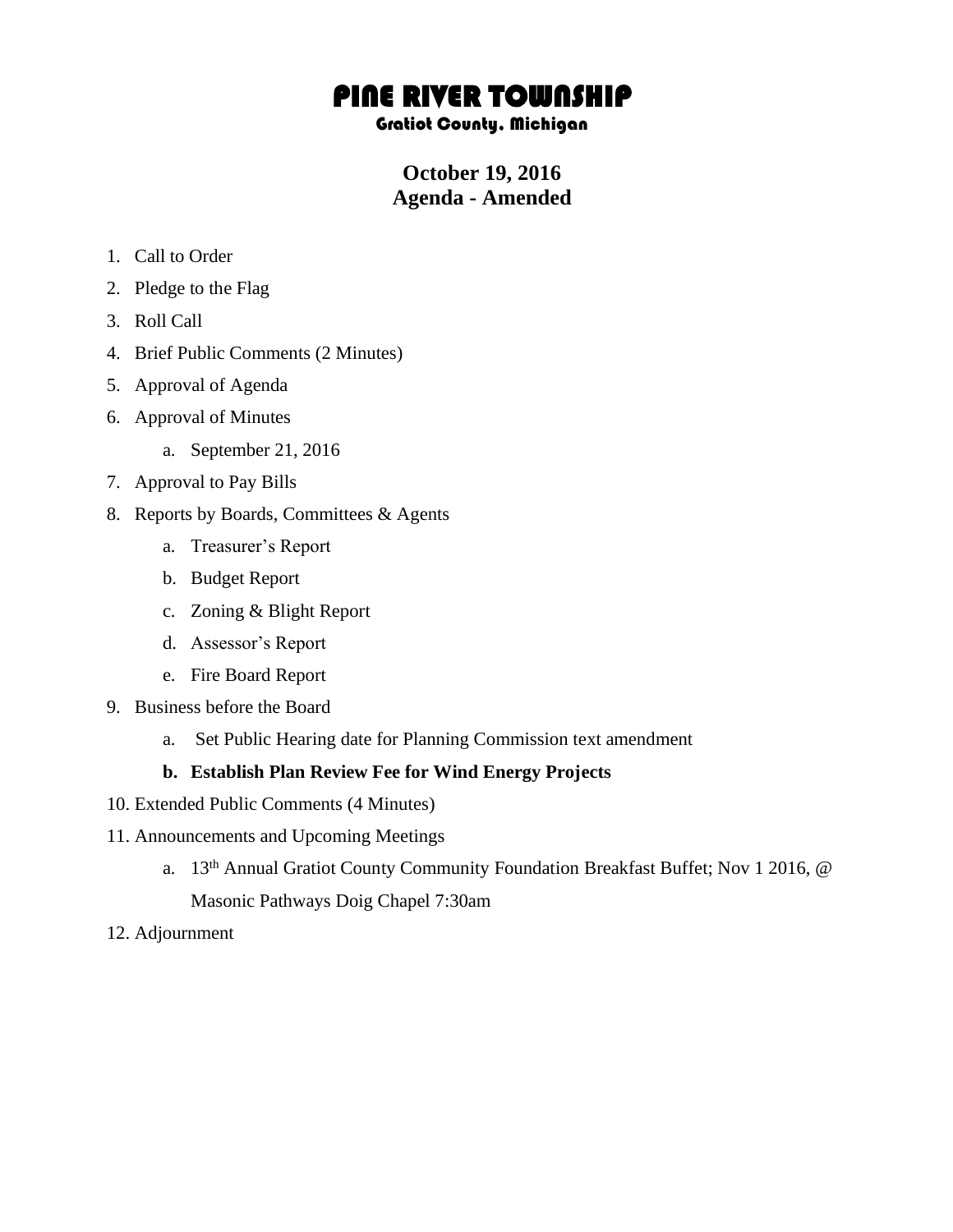# PINE RIVER TOWNSHIP

### Gratiot County, Michigan

## October 19, 2016
## Agenda - Amended

1. Call to Order
2. Pledge to the Flag
3. Roll Call
4. Brief Public Comments (2 Minutes)
5. Approval of Agenda
6. Approval of Minutes
    a. September 21, 2016
7. Approval to Pay Bills
8. Reports by Boards, Committees & Agents
    a. Treasurer's Report
    b. Budget Report
    c. Zoning & Blight Report
    d. Assessor's Report
    e. Fire Board Report
9. Business before the Board
    a. Set Public Hearing date for Planning Commission text amendment
    **b. Establish Plan Review Fee for Wind Energy Projects**
10. Extended Public Comments (4 Minutes)
11. Announcements and Upcoming Meetings
    a. 13th Annual Gratiot County Community Foundation Breakfast Buffet; Nov 1 2016, @ Masonic Pathways Doig Chapel 7:30am
12. Adjournment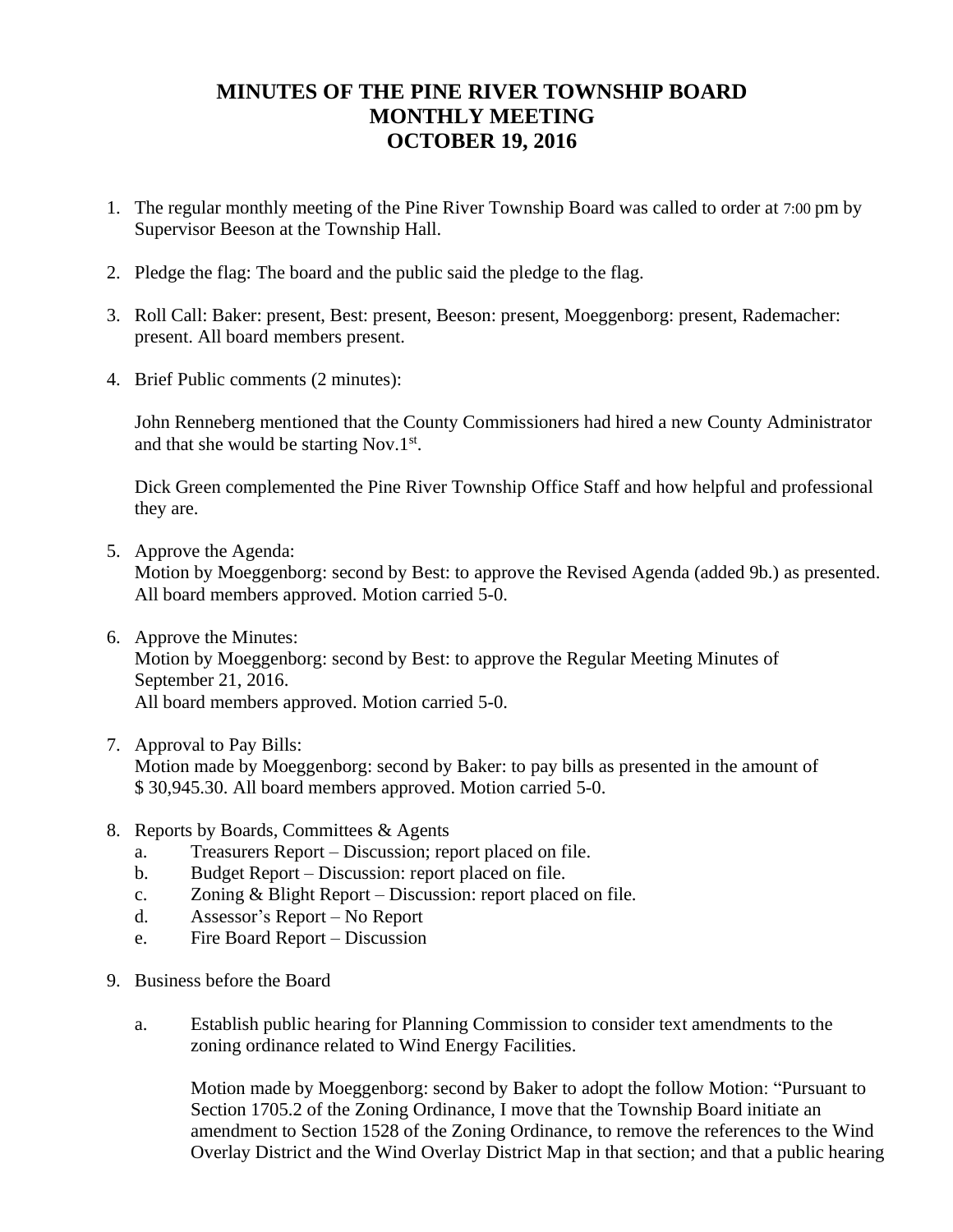# MINUTES OF THE PINE RIVER TOWNSHIP BOARD MONTHLY MEETING OCTOBER 19, 2016

1. The regular monthly meeting of the Pine River Township Board was called to order at 7:00 pm by Supervisor Beeson at the Township Hall.

2. Pledge the flag: The board and the public said the pledge to the flag.

3. Roll Call: Baker: present, Best: present, Beeson: present, Moeggenborg: present, Rademacher: present. All board members present.

4. Brief Public comments (2 minutes):

   John Renneberg mentioned that the County Commissioners had hired a new County Administrator and that she would be starting Nov.1st.

   Dick Green complemented the Pine River Township Office Staff and how helpful and professional they are.

5. Approve the Agenda:
   Motion by Moeggenborg: second by Best: to approve the Revised Agenda (added 9b.) as presented. All board members approved. Motion carried 5-0.

6. Approve the Minutes:
   Motion by Moeggenborg: second by Best: to approve the Regular Meeting Minutes of September 21, 2016.
   All board members approved. Motion carried 5-0.

7. Approval to Pay Bills:
   Motion made by Moeggenborg: second by Baker: to pay bills as presented in the amount of $ 30,945.30. All board members approved. Motion carried 5-0.

8. Reports by Boards, Committees & Agents
   a. Treasurers Report – Discussion; report placed on file.
   b. Budget Report – Discussion: report placed on file.
   c. Zoning & Blight Report – Discussion: report placed on file.
   d. Assessor's Report – No Report
   e. Fire Board Report – Discussion

9. Business before the Board

   a. Establish public hearing for Planning Commission to consider text amendments to the zoning ordinance related to Wind Energy Facilities.

      Motion made by Moeggenborg: second by Baker to adopt the follow Motion: "Pursuant to Section 1705.2 of the Zoning Ordinance, I move that the Township Board initiate an amendment to Section 1528 of the Zoning Ordinance, to remove the references to the Wind Overlay District and the Wind Overlay District Map in that section; and that a public hearing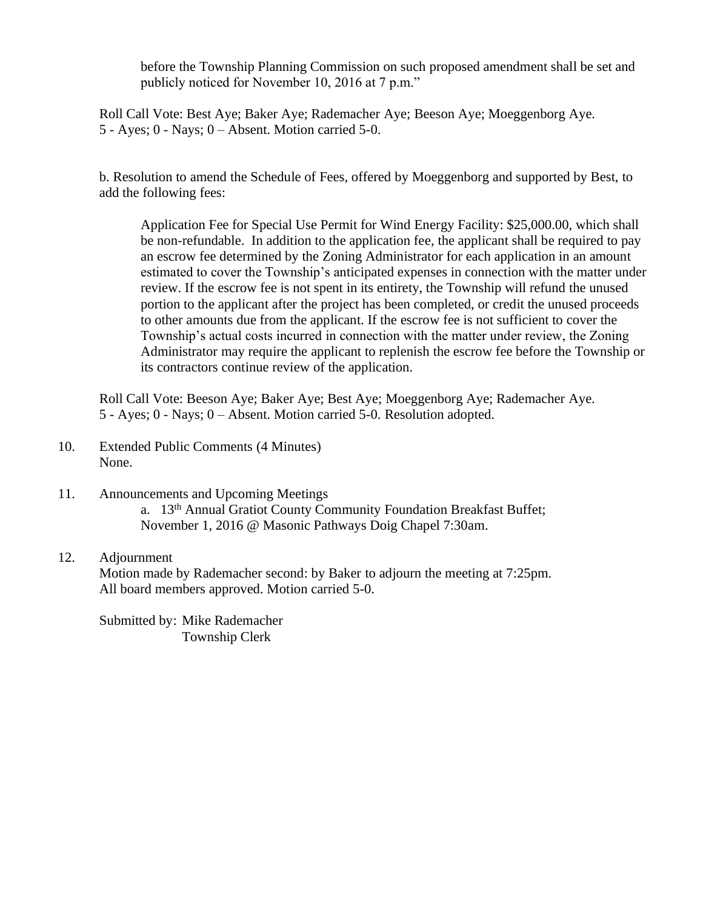before the Township Planning Commission on such proposed amendment shall be set and publicly noticed for November 10, 2016 at 7 p.m."

Roll Call Vote: Best Aye; Baker Aye; Rademacher Aye; Beeson Aye; Moeggenborg Aye. 5 - Ayes; 0 - Nays; 0 – Absent. Motion carried 5-0.

b. Resolution to amend the Schedule of Fees, offered by Moeggenborg and supported by Best, to add the following fees:

> Application Fee for Special Use Permit for Wind Energy Facility: $25,000.00, which shall be non-refundable. In addition to the application fee, the applicant shall be required to pay an escrow fee determined by the Zoning Administrator for each application in an amount estimated to cover the Township's anticipated expenses in connection with the matter under review. If the escrow fee is not spent in its entirety, the Township will refund the unused portion to the applicant after the project has been completed, or credit the unused proceeds to other amounts due from the applicant. If the escrow fee is not sufficient to cover the Township's actual costs incurred in connection with the matter under review, the Zoning Administrator may require the applicant to replenish the escrow fee before the Township or its contractors continue review of the application.

Roll Call Vote: Beeson Aye; Baker Aye; Best Aye; Moeggenborg Aye; Rademacher Aye. 5 - Ayes; 0 - Nays; 0 – Absent. Motion carried 5-0. Resolution adopted.

10. Extended Public Comments (4 Minutes)
    None.

11. Announcements and Upcoming Meetings
    a. 13th Annual Gratiot County Community Foundation Breakfast Buffet; November 1, 2016 @ Masonic Pathways Doig Chapel 7:30am.

12. Adjournment
    Motion made by Rademacher second: by Baker to adjourn the meeting at 7:25pm. All board members approved. Motion carried 5-0.

Submitted by: Mike Rademacher
Township Clerk